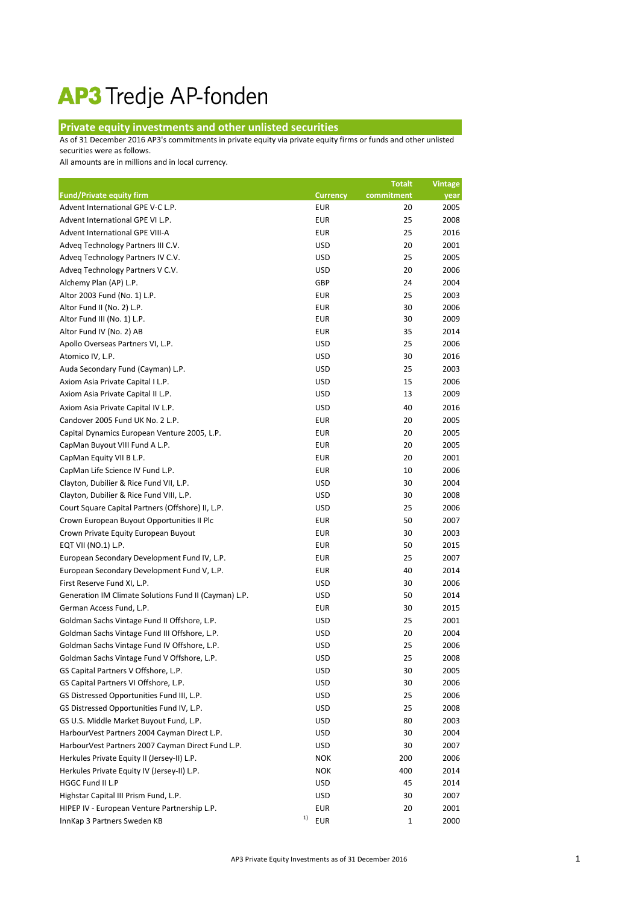# AP3 Tredje AP-fonden

## Private equity investments and other unlisted securities

As of 31 December 2016 AP3's commitments in private equity via private equity firms or funds and other unlisted securities were as follows.

All amounts are in millions and in local currency.

| Fund/Private equity firm | Currency | Totalt commitment | Vintage year |
|---|---|---|---|
| Advent International GPE V-C L.P. | EUR | 20 | 2005 |
| Advent International GPE VI L.P. | EUR | 25 | 2008 |
| Advent International GPE VIII-A | EUR | 25 | 2016 |
| Adveq Technology Partners III C.V. | USD | 20 | 2001 |
| Adveq Technology Partners IV C.V. | USD | 25 | 2005 |
| Adveq Technology Partners V C.V. | USD | 20 | 2006 |
| Alchemy Plan (AP) L.P. | GBP | 24 | 2004 |
| Altor 2003 Fund (No. 1) L.P. | EUR | 25 | 2003 |
| Altor Fund II (No. 2) L.P. | EUR | 30 | 2006 |
| Altor Fund III (No. 1) L.P. | EUR | 30 | 2009 |
| Altor Fund IV (No. 2) AB | EUR | 35 | 2014 |
| Apollo Overseas Partners VI, L.P. | USD | 25 | 2006 |
| Atomico IV, L.P. | USD | 30 | 2016 |
| Auda Secondary Fund (Cayman) L.P. | USD | 25 | 2003 |
| Axiom Asia Private Capital I L.P. | USD | 15 | 2006 |
| Axiom Asia Private Capital II L.P. | USD | 13 | 2009 |
| Axiom Asia Private Capital IV L.P. | USD | 40 | 2016 |
| Candover 2005 Fund UK No. 2 L.P. | EUR | 20 | 2005 |
| Capital Dynamics European Venture 2005, L.P. | EUR | 20 | 2005 |
| CapMan Buyout VIII Fund A L.P. | EUR | 20 | 2005 |
| CapMan Equity VII B L.P. | EUR | 20 | 2001 |
| CapMan Life Science IV Fund L.P. | EUR | 10 | 2006 |
| Clayton, Dubilier & Rice Fund VII, L.P. | USD | 30 | 2004 |
| Clayton, Dubilier & Rice Fund VIII, L.P. | USD | 30 | 2008 |
| Court Square Capital Partners (Offshore) II, L.P. | USD | 25 | 2006 |
| Crown European Buyout Opportunities II Plc | EUR | 50 | 2007 |
| Crown Private Equity European Buyout | EUR | 30 | 2003 |
| EQT VII (NO.1) L.P. | EUR | 50 | 2015 |
| European Secondary Development Fund IV, L.P. | EUR | 25 | 2007 |
| European Secondary Development Fund V, L.P. | EUR | 40 | 2014 |
| First Reserve Fund XI, L.P. | USD | 30 | 2006 |
| Generation IM Climate Solutions Fund II (Cayman) L.P. | USD | 50 | 2014 |
| German Access Fund, L.P. | EUR | 30 | 2015 |
| Goldman Sachs Vintage Fund II Offshore, L.P. | USD | 25 | 2001 |
| Goldman Sachs Vintage Fund III Offshore, L.P. | USD | 20 | 2004 |
| Goldman Sachs Vintage Fund IV Offshore, L.P. | USD | 25 | 2006 |
| Goldman Sachs Vintage Fund V Offshore, L.P. | USD | 25 | 2008 |
| GS Capital Partners V Offshore, L.P. | USD | 30 | 2005 |
| GS Capital Partners VI Offshore, L.P. | USD | 30 | 2006 |
| GS Distressed Opportunities Fund III, L.P. | USD | 25 | 2006 |
| GS Distressed Opportunities Fund IV, L.P. | USD | 25 | 2008 |
| GS U.S. Middle Market Buyout Fund, L.P. | USD | 80 | 2003 |
| HarbourVest Partners 2004 Cayman Direct L.P. | USD | 30 | 2004 |
| HarbourVest Partners 2007 Cayman Direct Fund L.P. | USD | 30 | 2007 |
| Herkules Private Equity II (Jersey-II) L.P. | NOK | 200 | 2006 |
| Herkules Private Equity IV (Jersey-II) L.P. | NOK | 400 | 2014 |
| HGGC Fund II L.P | USD | 45 | 2014 |
| Highstar Capital III Prism Fund, L.P. | USD | 30 | 2007 |
| HIPEP IV - European Venture Partnership L.P. | EUR | 20 | 2001 |
| InnKap 3 Partners Sweden KB [1] | EUR | 1 | 2000 |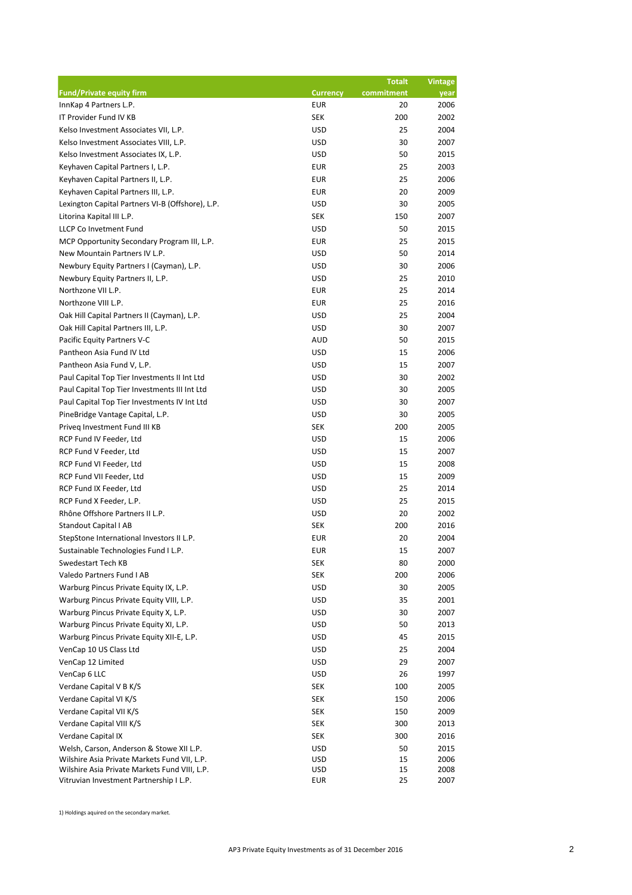| Fund/Private equity firm | Currency | Totalt commitment | Vintage year |
|---|---|---|---|
| InnKap 4 Partners L.P. | EUR | 20 | 2006 |
| IT Provider Fund IV KB | SEK | 200 | 2002 |
| Kelso Investment Associates VII, L.P. | USD | 25 | 2004 |
| Kelso Investment Associates VIII, L.P. | USD | 30 | 2007 |
| Kelso Investment Associates IX, L.P. | USD | 50 | 2015 |
| Keyhaven Capital Partners I, L.P. | EUR | 25 | 2003 |
| Keyhaven Capital Partners II, L.P. | EUR | 25 | 2006 |
| Keyhaven Capital Partners III, L.P. | EUR | 20 | 2009 |
| Lexington Capital Partners VI-B (Offshore), L.P. | USD | 30 | 2005 |
| Litorina Kapital III L.P. | SEK | 150 | 2007 |
| LLCP Co Invetment Fund | USD | 50 | 2015 |
| MCP Opportunity Secondary Program III, L.P. | EUR | 25 | 2015 |
| New Mountain Partners IV L.P. | USD | 50 | 2014 |
| Newbury Equity Partners I (Cayman), L.P. | USD | 30 | 2006 |
| Newbury Equity Partners II, L.P. | USD | 25 | 2010 |
| Northzone VII L.P. | EUR | 25 | 2014 |
| Northzone VIII L.P. | EUR | 25 | 2016 |
| Oak Hill Capital Partners II (Cayman), L.P. | USD | 25 | 2004 |
| Oak Hill Capital Partners III, L.P. | USD | 30 | 2007 |
| Pacific Equity Partners V-C | AUD | 50 | 2015 |
| Pantheon Asia Fund IV Ltd | USD | 15 | 2006 |
| Pantheon Asia Fund V, L.P. | USD | 15 | 2007 |
| Paul Capital Top Tier Investments II Int Ltd | USD | 30 | 2002 |
| Paul Capital Top Tier Investments III Int Ltd | USD | 30 | 2005 |
| Paul Capital Top Tier Investments IV Int Ltd | USD | 30 | 2007 |
| PineBridge Vantage Capital, L.P. | USD | 30 | 2005 |
| Priveq Investment Fund III KB | SEK | 200 | 2005 |
| RCP Fund IV Feeder, Ltd | USD | 15 | 2006 |
| RCP Fund V Feeder, Ltd | USD | 15 | 2007 |
| RCP Fund VI Feeder, Ltd | USD | 15 | 2008 |
| RCP Fund VII Feeder, Ltd | USD | 15 | 2009 |
| RCP Fund IX Feeder, Ltd | USD | 25 | 2014 |
| RCP Fund X Feeder, L.P. | USD | 25 | 2015 |
| Rhône Offshore Partners II L.P. | USD | 20 | 2002 |
| Standout Capital I AB | SEK | 200 | 2016 |
| StepStone International Investors II L.P. | EUR | 20 | 2004 |
| Sustainable Technologies Fund I L.P. | EUR | 15 | 2007 |
| Swedestart Tech KB | SEK | 80 | 2000 |
| Valedo Partners Fund I AB | SEK | 200 | 2006 |
| Warburg Pincus Private Equity IX, L.P. | USD | 30 | 2005 |
| Warburg Pincus Private Equity VIII, L.P. | USD | 35 | 2001 |
| Warburg Pincus Private Equity X, L.P. | USD | 30 | 2007 |
| Warburg Pincus Private Equity XI, L.P. | USD | 50 | 2013 |
| Warburg Pincus Private Equity XII-E, L.P. | USD | 45 | 2015 |
| VenCap 10 US Class Ltd | USD | 25 | 2004 |
| VenCap 12 Limited | USD | 29 | 2007 |
| VenCap 6 LLC | USD | 26 | 1997 |
| Verdane Capital V B K/S | SEK | 100 | 2005 |
| Verdane Capital VI K/S | SEK | 150 | 2006 |
| Verdane Capital VII K/S | SEK | 150 | 2009 |
| Verdane Capital VIII K/S | SEK | 300 | 2013 |
| Verdane Capital IX | SEK | 300 | 2016 |
| Welsh, Carson, Anderson & Stowe XII L.P. | USD | 50 | 2015 |
| Wilshire Asia Private Markets Fund VII, L.P. | USD | 15 | 2006 |
| Wilshire Asia Private Markets Fund VIII, L.P. | USD | 15 | 2008 |
| Vitruvian Investment Partnership I L.P. | EUR | 25 | 2007 |

1) Holdings aquired on the secondary market.

AP3 Private Equity Investments as of 31 December 2016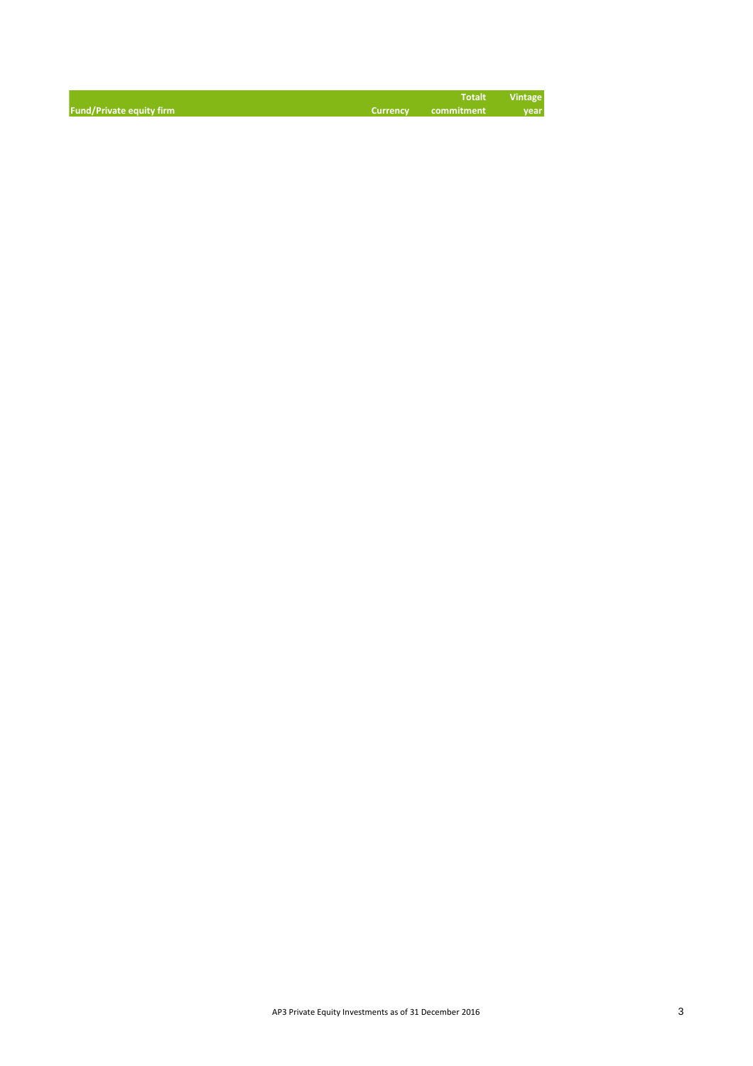| Fund/Private equity firm | Currency | Totalt commitment | Vintage year |
| --- | --- | --- | --- |